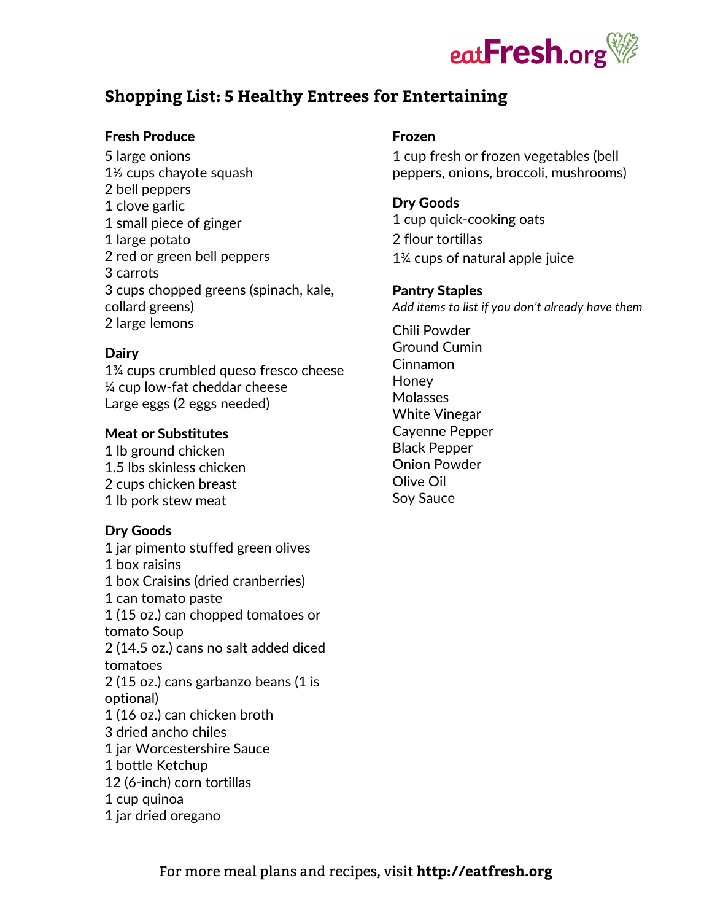# Shopping List: 5 Healthy Entrees for Entertaining

### Fresh Produce

5 large onions
1½ cups chayote squash
2 bell peppers
1 clove garlic
1 small piece of ginger
1 large potato
2 red or green bell peppers
3 carrots
3 cups chopped greens (spinach, kale, collard greens)
2 large lemons

### Dairy

1¾ cups crumbled queso fresco cheese
¼ cup low-fat cheddar cheese
Large eggs (2 eggs needed)

### Meat or Substitutes

1 lb ground chicken
1.5 lbs skinless chicken
2 cups chicken breast
1 lb pork stew meat

### Dry Goods

1 jar pimento stuffed green olives
1 box raisins
1 box Craisins (dried cranberries)
1 can tomato paste
1 (15 oz.) can chopped tomatoes or tomato Soup
2 (14.5 oz.) cans no salt added diced tomatoes
2 (15 oz.) cans garbanzo beans (1 is optional)
1 (16 oz.) can chicken broth
3 dried ancho chiles
1 jar Worcestershire Sauce
1 bottle Ketchup
12 (6-inch) corn tortillas
1 cup quinoa
1 jar dried oregano

### Frozen

1 cup fresh or frozen vegetables (bell peppers, onions, broccoli, mushrooms)

### Dry Goods

1 cup quick-cooking oats
2 flour tortillas
1¾ cups of natural apple juice

### Pantry Staples

*Add items to list if you don't already have them*

Chili Powder
Ground Cumin
Cinnamon
Honey
Molasses
White Vinegar
Cayenne Pepper
Black Pepper
Onion Powder
Olive Oil
Soy Sauce

For more meal plans and recipes, visit **http://eatfresh.org**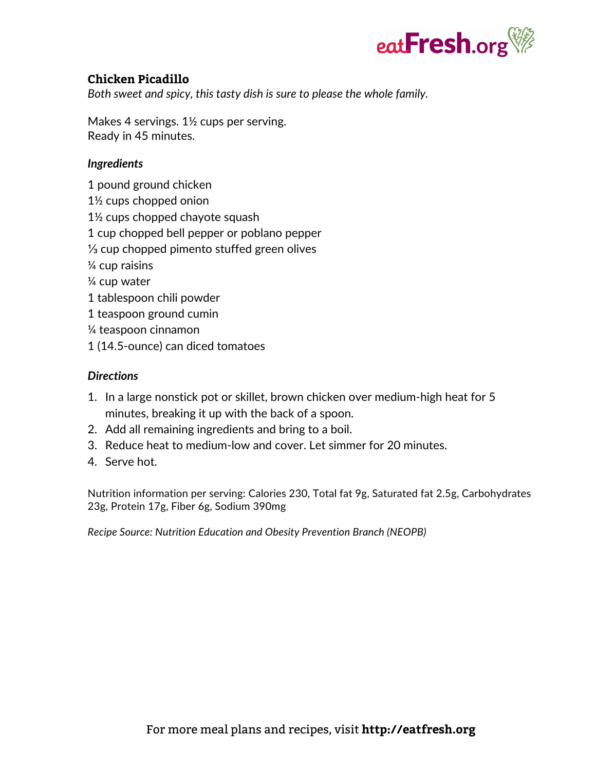# Chicken Picadillo

*Both sweet and spicy, this tasty dish is sure to please the whole family.*

Makes 4 servings. 1½ cups per serving.
Ready in 45 minutes.

### *Ingredients*

1 pound ground chicken
1½ cups chopped onion
1½ cups chopped chayote squash
1 cup chopped bell pepper or poblano pepper
⅓ cup chopped pimento stuffed green olives
¼ cup raisins
¼ cup water
1 tablespoon chili powder
1 teaspoon ground cumin
¼ teaspoon cinnamon
1 (14.5-ounce) can diced tomatoes

### *Directions*

1. In a large nonstick pot or skillet, brown chicken over medium-high heat for 5 minutes, breaking it up with the back of a spoon.
2. Add all remaining ingredients and bring to a boil.
3. Reduce heat to medium-low and cover. Let simmer for 20 minutes.
4. Serve hot.

Nutrition information per serving: Calories 230, Total fat 9g, Saturated fat 2.5g, Carbohydrates 23g, Protein 17g, Fiber 6g, Sodium 390mg

*Recipe Source: Nutrition Education and Obesity Prevention Branch (NEOPB)*

For more meal plans and recipes, visit **http://eatfresh.org**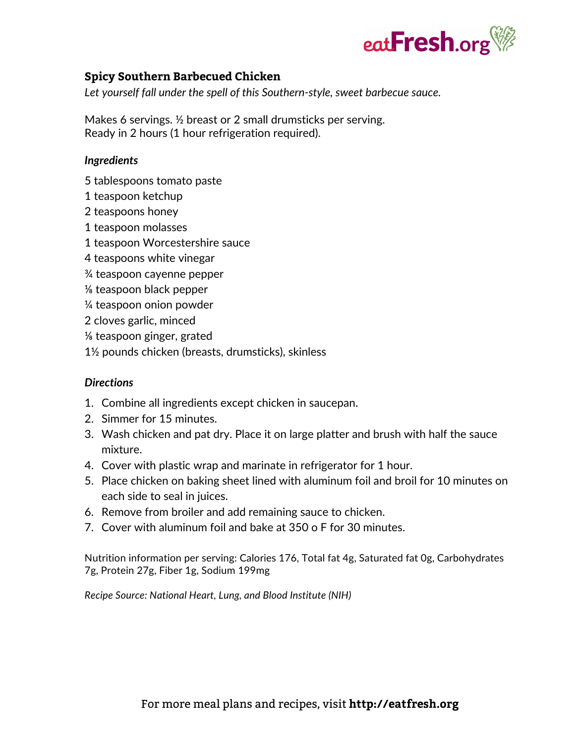## Spicy Southern Barbecued Chicken

*Let yourself fall under the spell of this Southern-style, sweet barbecue sauce.*

Makes 6 servings. ½ breast or 2 small drumsticks per serving.
Ready in 2 hours (1 hour refrigeration required).

### *Ingredients*

5 tablespoons tomato paste
1 teaspoon ketchup
2 teaspoons honey
1 teaspoon molasses
1 teaspoon Worcestershire sauce
4 teaspoons white vinegar
¾ teaspoon cayenne pepper
⅛ teaspoon black pepper
¼ teaspoon onion powder
2 cloves garlic, minced
⅛ teaspoon ginger, grated
1½ pounds chicken (breasts, drumsticks), skinless

### *Directions*

1. Combine all ingredients except chicken in saucepan.
2. Simmer for 15 minutes.
3. Wash chicken and pat dry. Place it on large platter and brush with half the sauce mixture.
4. Cover with plastic wrap and marinate in refrigerator for 1 hour.
5. Place chicken on baking sheet lined with aluminum foil and broil for 10 minutes on each side to seal in juices.
6. Remove from broiler and add remaining sauce to chicken.
7. Cover with aluminum foil and bake at 350 o F for 30 minutes.

Nutrition information per serving: Calories 176, Total fat 4g, Saturated fat 0g, Carbohydrates 7g, Protein 27g, Fiber 1g, Sodium 199mg

*Recipe Source: National Heart, Lung, and Blood Institute (NIH)*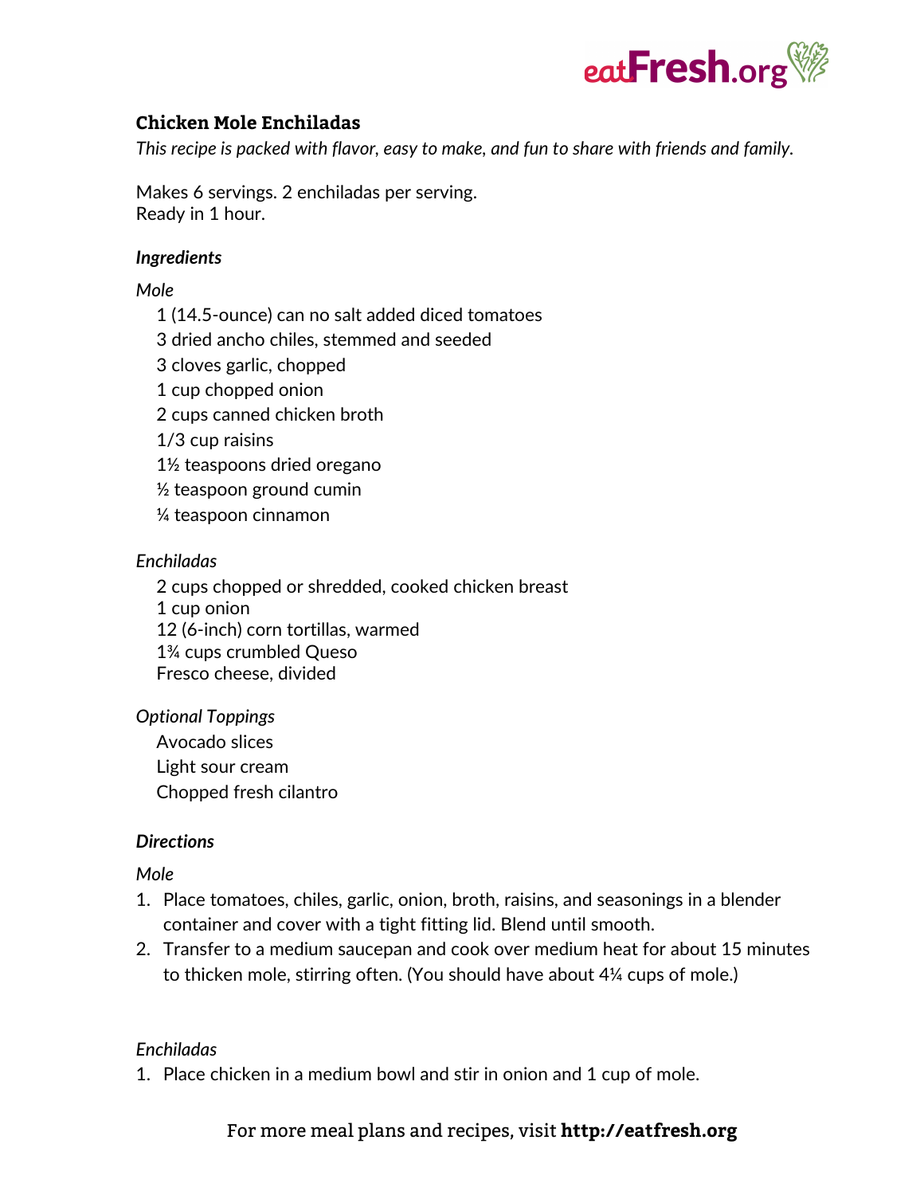## Chicken Mole Enchiladas

*This recipe is packed with flavor, easy to make, and fun to share with friends and family.*

Makes 6 servings. 2 enchiladas per serving.
Ready in 1 hour.

### *Ingredients*

*Mole*

- 1 (14.5-ounce) can no salt added diced tomatoes
- 3 dried ancho chiles, stemmed and seeded
- 3 cloves garlic, chopped
- 1 cup chopped onion
- 2 cups canned chicken broth
- 1/3 cup raisins
- 1½ teaspoons dried oregano
- ½ teaspoon ground cumin
- ¼ teaspoon cinnamon

*Enchiladas*

- 2 cups chopped or shredded, cooked chicken breast
- 1 cup onion
- 12 (6-inch) corn tortillas, warmed
- 1¾ cups crumbled Queso Fresco cheese, divided

*Optional Toppings*

- Avocado slices
- Light sour cream
- Chopped fresh cilantro

### *Directions*

*Mole*

1. Place tomatoes, chiles, garlic, onion, broth, raisins, and seasonings in a blender container and cover with a tight fitting lid. Blend until smooth.
2. Transfer to a medium saucepan and cook over medium heat for about 15 minutes to thicken mole, stirring often. (You should have about 4¼ cups of mole.)

*Enchiladas*

1. Place chicken in a medium bowl and stir in onion and 1 cup of mole.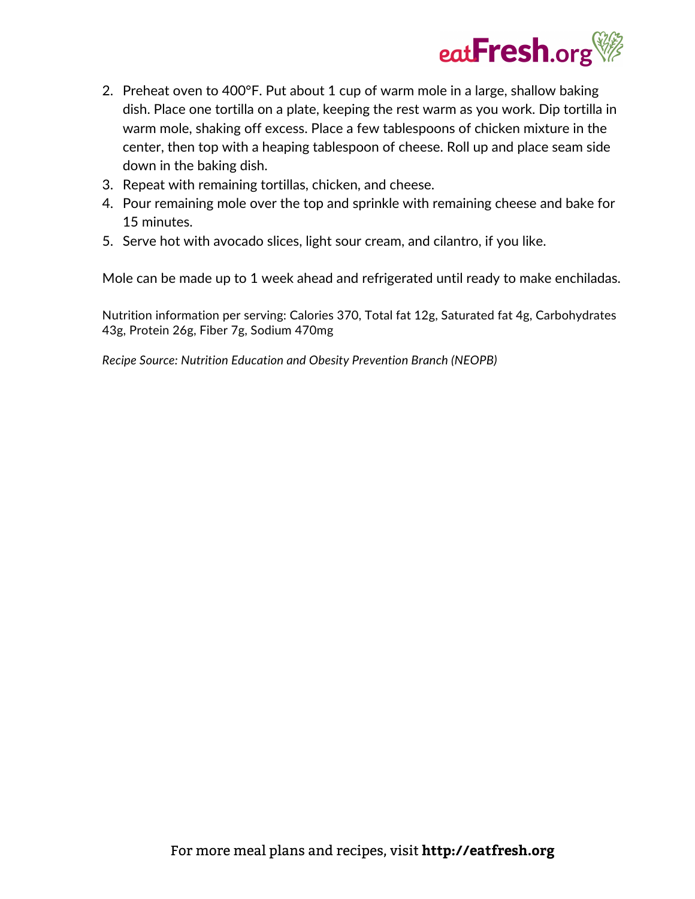2. Preheat oven to 400°F. Put about 1 cup of warm mole in a large, shallow baking dish. Place one tortilla on a plate, keeping the rest warm as you work. Dip tortilla in warm mole, shaking off excess. Place a few tablespoons of chicken mixture in the center, then top with a heaping tablespoon of cheese. Roll up and place seam side down in the baking dish.
3. Repeat with remaining tortillas, chicken, and cheese.
4. Pour remaining mole over the top and sprinkle with remaining cheese and bake for 15 minutes.
5. Serve hot with avocado slices, light sour cream, and cilantro, if you like.

Mole can be made up to 1 week ahead and refrigerated until ready to make enchiladas.

Nutrition information per serving: Calories 370, Total fat 12g, Saturated fat 4g, Carbohydrates 43g, Protein 26g, Fiber 7g, Sodium 470mg

*Recipe Source: Nutrition Education and Obesity Prevention Branch (NEOPB)*

For more meal plans and recipes, visit **http://eatfresh.org**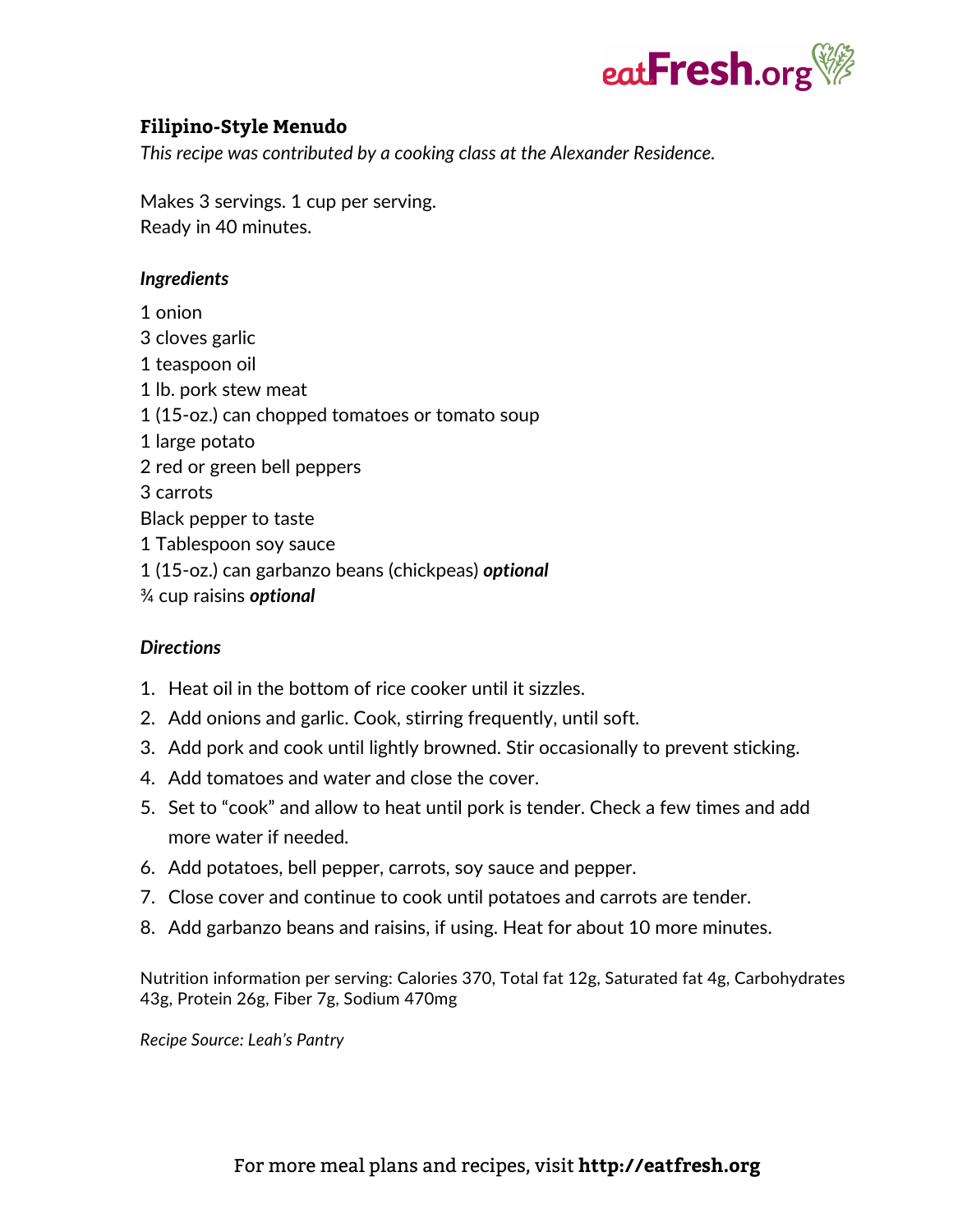# Filipino-Style Menudo

*This recipe was contributed by a cooking class at the Alexander Residence.*

Makes 3 servings. 1 cup per serving.
Ready in 40 minutes.

### *Ingredients*

1 onion
3 cloves garlic
1 teaspoon oil
1 lb. pork stew meat
1 (15-oz.) can chopped tomatoes or tomato soup
1 large potato
2 red or green bell peppers
3 carrots
Black pepper to taste
1 Tablespoon soy sauce
1 (15-oz.) can garbanzo beans (chickpeas) ***optional***
¾ cup raisins ***optional***

### *Directions*

1. Heat oil in the bottom of rice cooker until it sizzles.
2. Add onions and garlic. Cook, stirring frequently, until soft.
3. Add pork and cook until lightly browned. Stir occasionally to prevent sticking.
4. Add tomatoes and water and close the cover.
5. Set to "cook" and allow to heat until pork is tender. Check a few times and add more water if needed.
6. Add potatoes, bell pepper, carrots, soy sauce and pepper.
7. Close cover and continue to cook until potatoes and carrots are tender.
8. Add garbanzo beans and raisins, if using. Heat for about 10 more minutes.

Nutrition information per serving: Calories 370, Total fat 12g, Saturated fat 4g, Carbohydrates 43g, Protein 26g, Fiber 7g, Sodium 470mg

*Recipe Source: Leah's Pantry*

For more meal plans and recipes, visit **http://eatfresh.org**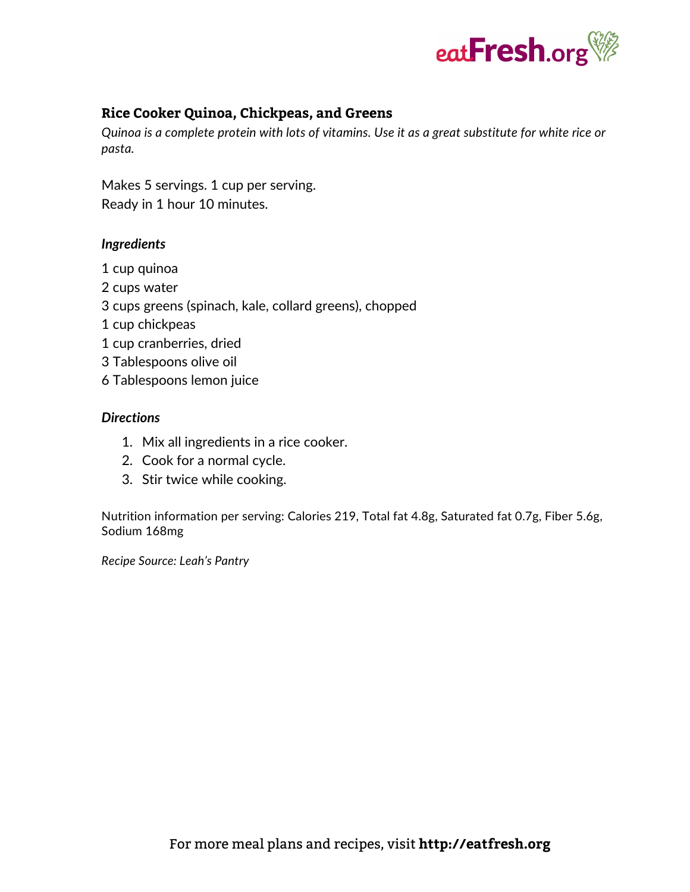## Rice Cooker Quinoa, Chickpeas, and Greens

*Quinoa is a complete protein with lots of vitamins. Use it as a great substitute for white rice or pasta.*

Makes 5 servings. 1 cup per serving.
Ready in 1 hour 10 minutes.

### *Ingredients*

1 cup quinoa
2 cups water
3 cups greens (spinach, kale, collard greens), chopped
1 cup chickpeas
1 cup cranberries, dried
3 Tablespoons olive oil
6 Tablespoons lemon juice

### *Directions*

1. Mix all ingredients in a rice cooker.
2. Cook for a normal cycle.
3. Stir twice while cooking.

Nutrition information per serving: Calories 219, Total fat 4.8g, Saturated fat 0.7g, Fiber 5.6g, Sodium 168mg

*Recipe Source: Leah's Pantry*

For more meal plans and recipes, visit **http://eatfresh.org**